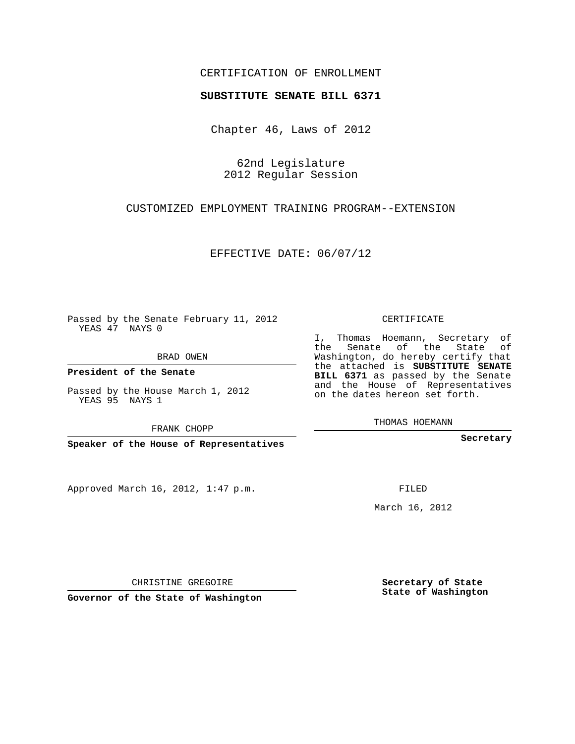CERTIFICATION OF ENROLLMENT

**SUBSTITUTE SENATE BILL 6371**

Chapter 46, Laws of 2012

62nd Legislature
2012 Regular Session

CUSTOMIZED EMPLOYMENT TRAINING PROGRAM--EXTENSION

EFFECTIVE DATE: 06/07/12

Passed by the Senate February 11, 2012
YEAS 47 NAYS 0

BRAD OWEN

**President of the Senate**

Passed by the House March 1, 2012
YEAS 95 NAYS 1

FRANK CHOPP

**Speaker of the House of Representatives**

CERTIFICATE

I, Thomas Hoemann, Secretary of the Senate of the State of Washington, do hereby certify that the attached is **SUBSTITUTE SENATE BILL 6371** as passed by the Senate and the House of Representatives on the dates hereon set forth.

THOMAS HOEMANN

**Secretary**

Approved March 16, 2012, 1:47 p.m.

FILED

March 16, 2012

CHRISTINE GREGOIRE

**Governor of the State of Washington**

**Secretary of State**
**State of Washington**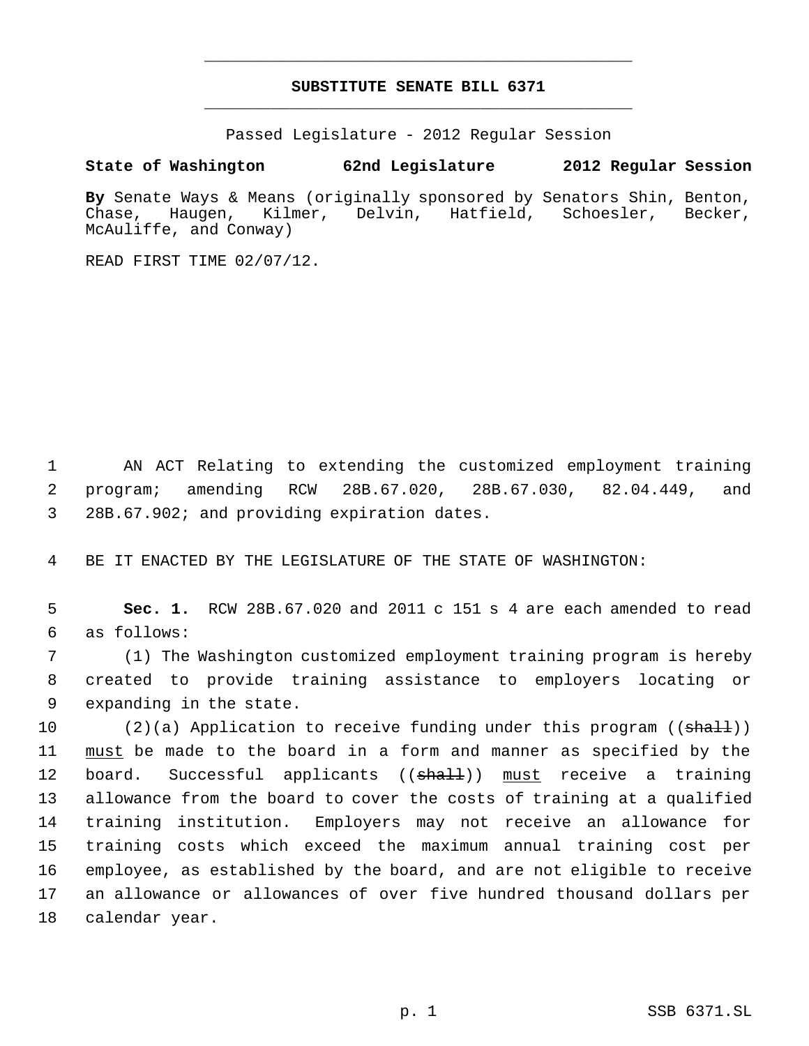# SUBSTITUTE SENATE BILL 6371

Passed Legislature - 2012 Regular Session

**State of Washington 62nd Legislature 2012 Regular Session**

**By** Senate Ways & Means (originally sponsored by Senators Shin, Benton, Chase, Haugen, Kilmer, Delvin, Hatfield, Schoesler, Becker, McAuliffe, and Conway)

READ FIRST TIME 02/07/12.

AN ACT Relating to extending the customized employment training program; amending RCW 28B.67.020, 28B.67.030, 82.04.449, and 28B.67.902; and providing expiration dates.

BE IT ENACTED BY THE LEGISLATURE OF THE STATE OF WASHINGTON:

**Sec. 1.** RCW 28B.67.020 and 2011 c 151 s 4 are each amended to read as follows:

(1) The Washington customized employment training program is hereby created to provide training assistance to employers locating or expanding in the state.

(2)(a) Application to receive funding under this program ((~~shall~~)) <u>must</u> be made to the board in a form and manner as specified by the board. Successful applicants ((~~shall~~)) <u>must</u> receive a training allowance from the board to cover the costs of training at a qualified training institution. Employers may not receive an allowance for training costs which exceed the maximum annual training cost per employee, as established by the board, and are not eligible to receive an allowance or allowances of over five hundred thousand dollars per calendar year.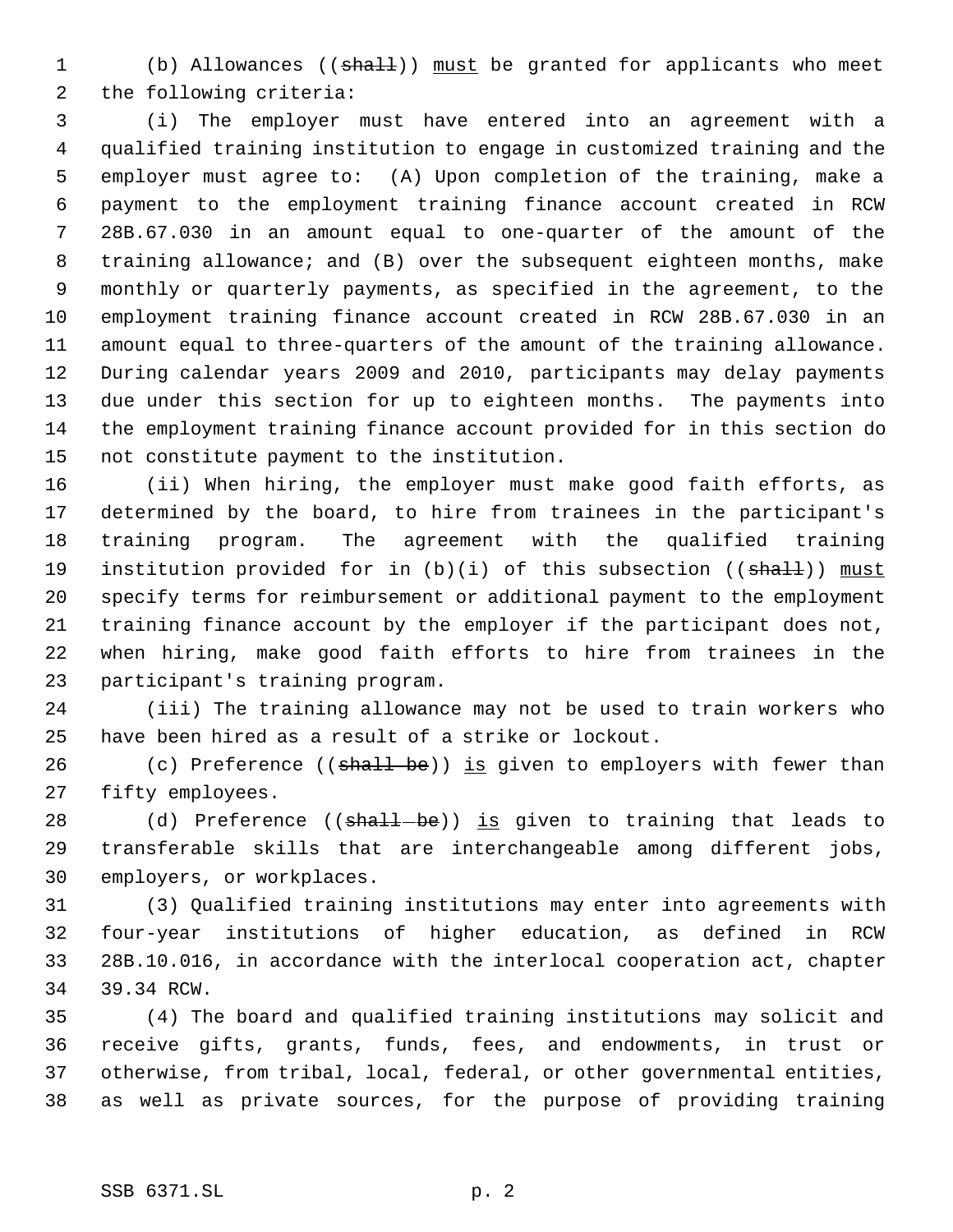(b) Allowances ((~~shall~~)) <u>must</u> be granted for applicants who meet the following criteria:

(i) The employer must have entered into an agreement with a qualified training institution to engage in customized training and the employer must agree to: (A) Upon completion of the training, make a payment to the employment training finance account created in RCW 28B.67.030 in an amount equal to one-quarter of the amount of the training allowance; and (B) over the subsequent eighteen months, make monthly or quarterly payments, as specified in the agreement, to the employment training finance account created in RCW 28B.67.030 in an amount equal to three-quarters of the amount of the training allowance. During calendar years 2009 and 2010, participants may delay payments due under this section for up to eighteen months. The payments into the employment training finance account provided for in this section do not constitute payment to the institution.

(ii) When hiring, the employer must make good faith efforts, as determined by the board, to hire from trainees in the participant's training program. The agreement with the qualified training institution provided for in (b)(i) of this subsection ((~~shall~~)) <u>must</u> specify terms for reimbursement or additional payment to the employment training finance account by the employer if the participant does not, when hiring, make good faith efforts to hire from trainees in the participant's training program.

(iii) The training allowance may not be used to train workers who have been hired as a result of a strike or lockout.

(c) Preference ((~~shall be~~)) <u>is</u> given to employers with fewer than fifty employees.

(d) Preference ((~~shall be~~)) <u>is</u> given to training that leads to transferable skills that are interchangeable among different jobs, employers, or workplaces.

(3) Qualified training institutions may enter into agreements with four-year institutions of higher education, as defined in RCW 28B.10.016, in accordance with the interlocal cooperation act, chapter 39.34 RCW.

(4) The board and qualified training institutions may solicit and receive gifts, grants, funds, fees, and endowments, in trust or otherwise, from tribal, local, federal, or other governmental entities, as well as private sources, for the purpose of providing training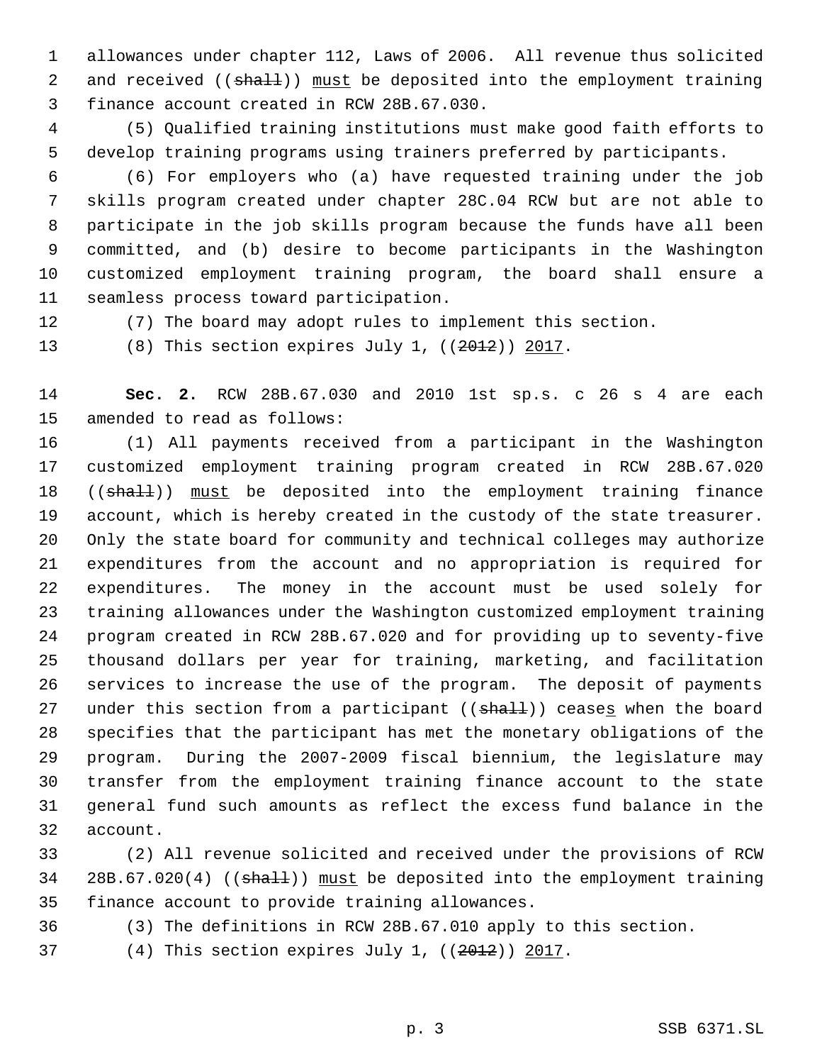allowances under chapter 112, Laws of 2006. All revenue thus solicited and received ((~~shall~~)) <u>must</u> be deposited into the employment training finance account created in RCW 28B.67.030.

(5) Qualified training institutions must make good faith efforts to develop training programs using trainers preferred by participants.

(6) For employers who (a) have requested training under the job skills program created under chapter 28C.04 RCW but are not able to participate in the job skills program because the funds have all been committed, and (b) desire to become participants in the Washington customized employment training program, the board shall ensure a seamless process toward participation.

(7) The board may adopt rules to implement this section.

(8) This section expires July 1, ((~~2012~~)) <u>2017</u>.

**Sec. 2.** RCW 28B.67.030 and 2010 1st sp.s. c 26 s 4 are each amended to read as follows:

(1) All payments received from a participant in the Washington customized employment training program created in RCW 28B.67.020 ((~~shall~~)) <u>must</u> be deposited into the employment training finance account, which is hereby created in the custody of the state treasurer. Only the state board for community and technical colleges may authorize expenditures from the account and no appropriation is required for expenditures. The money in the account must be used solely for training allowances under the Washington customized employment training program created in RCW 28B.67.020 and for providing up to seventy-five thousand dollars per year for training, marketing, and facilitation services to increase the use of the program. The deposit of payments under this section from a participant ((~~shall~~)) cease<u>s</u> when the board specifies that the participant has met the monetary obligations of the program. During the 2007-2009 fiscal biennium, the legislature may transfer from the employment training finance account to the state general fund such amounts as reflect the excess fund balance in the account.

(2) All revenue solicited and received under the provisions of RCW 28B.67.020(4) ((~~shall~~)) <u>must</u> be deposited into the employment training finance account to provide training allowances.

(3) The definitions in RCW 28B.67.010 apply to this section.

(4) This section expires July 1, ((~~2012~~)) <u>2017</u>.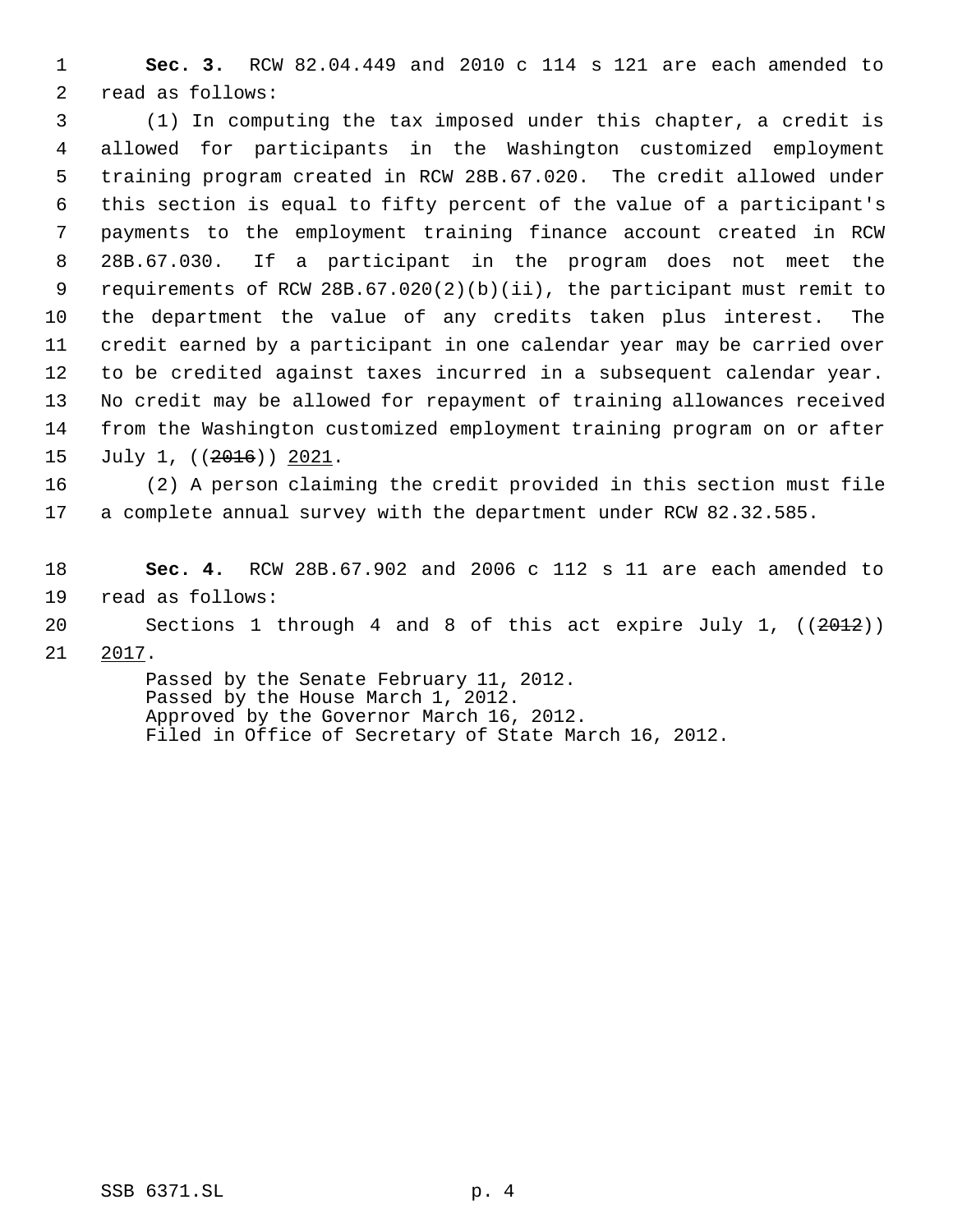**Sec. 3.** RCW 82.04.449 and 2010 c 114 s 121 are each amended to read as follows:

(1) In computing the tax imposed under this chapter, a credit is allowed for participants in the Washington customized employment training program created in RCW 28B.67.020. The credit allowed under this section is equal to fifty percent of the value of a participant's payments to the employment training finance account created in RCW 28B.67.030. If a participant in the program does not meet the requirements of RCW 28B.67.020(2)(b)(ii), the participant must remit to the department the value of any credits taken plus interest. The credit earned by a participant in one calendar year may be carried over to be credited against taxes incurred in a subsequent calendar year. No credit may be allowed for repayment of training allowances received from the Washington customized employment training program on or after July 1, ((~~2016~~)) <u>2021</u>.

(2) A person claiming the credit provided in this section must file a complete annual survey with the department under RCW 82.32.585.

**Sec. 4.** RCW 28B.67.902 and 2006 c 112 s 11 are each amended to read as follows:

Sections 1 through 4 and 8 of this act expire July 1, ((~~2012~~)) <u>2017</u>.

Passed by the Senate February 11, 2012.
Passed by the House March 1, 2012.
Approved by the Governor March 16, 2012.
Filed in Office of Secretary of State March 16, 2012.